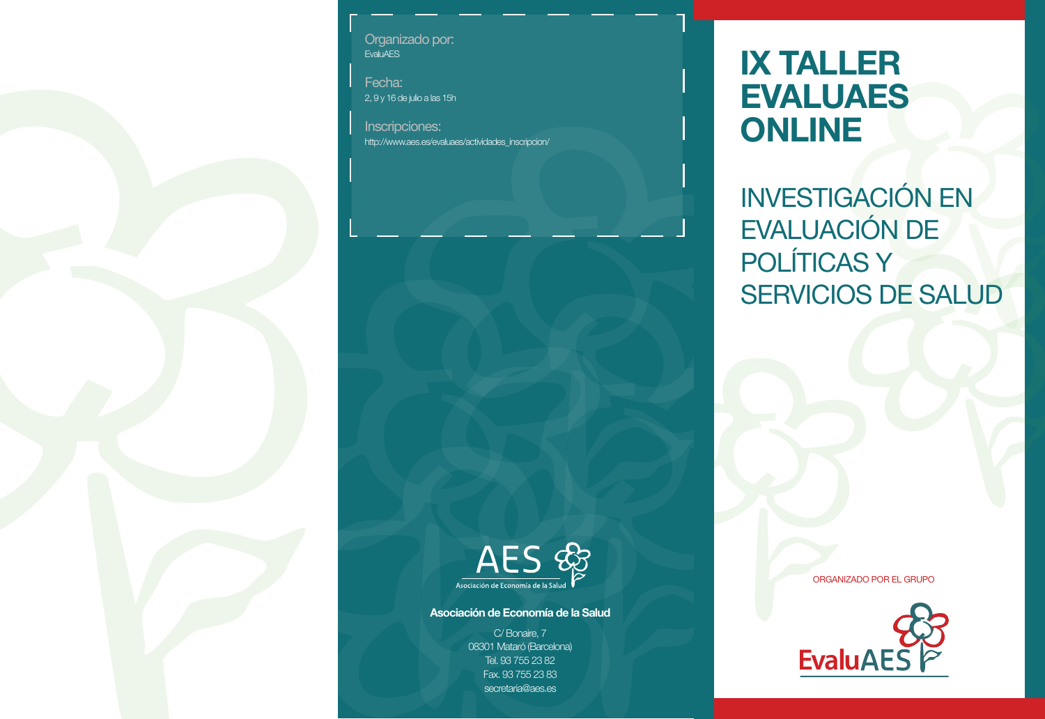Organizado por:
EvaluAES

Fecha:
2, 9 y 16 de julio a las 15h

Inscripciones:
http://www.aes.es/evaluaes/actividades_inscripcion/

AES
Asociación de Economía de la Salud

**Asociación de Economía de la Salud**

C/ Bonaire, 7
08301 Mataró (Barcelona)
Tel. 93 755 23 82
Fax. 93 755 23 83
secretaria@aes.es

# IX TALLER EVALUAES ONLINE

## INVESTIGACIÓN EN EVALUACIÓN DE POLÍTICAS Y SERVICIOS DE SALUD

ORGANIZADO POR EL GRUPO

EvaluAES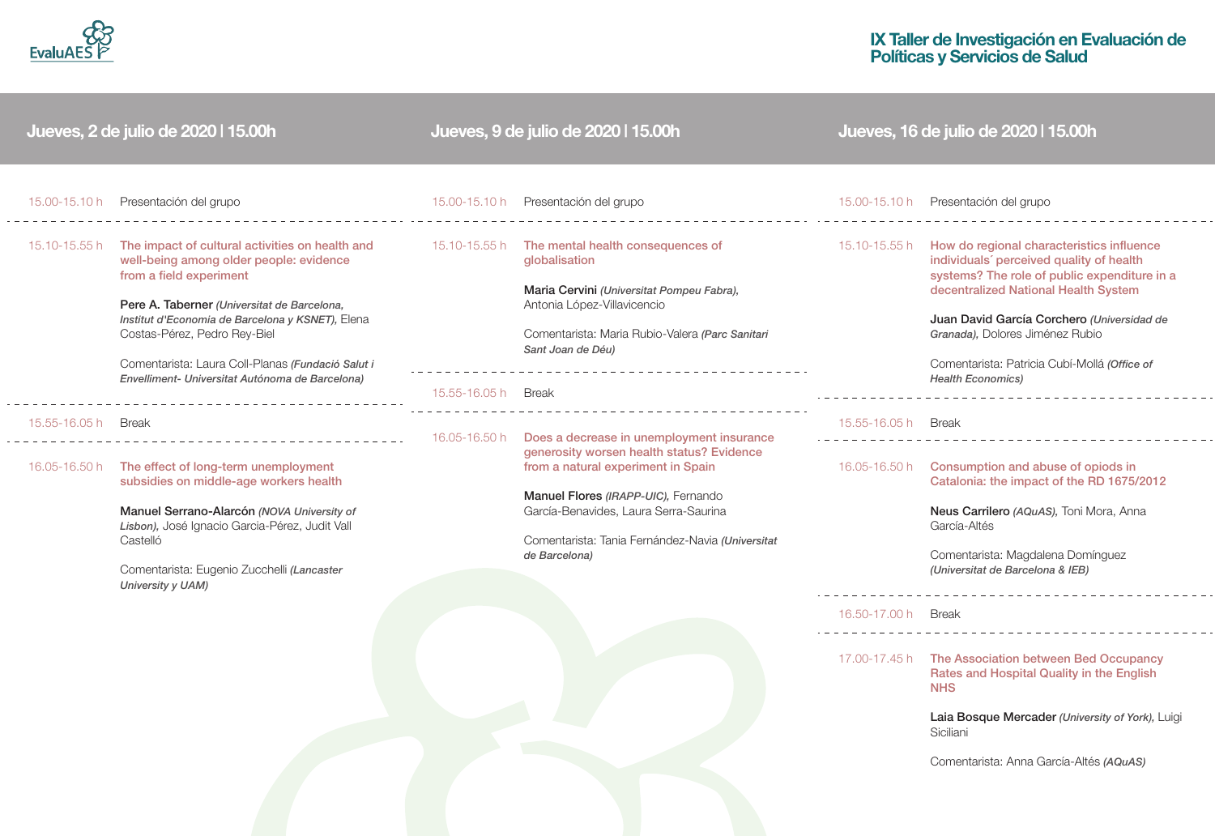# IX Taller de Investigación en Evaluación de Políticas y Servicios de Salud

## Jueves, 2 de julio de 2020 | 15.00h

15.00-15.10 h Presentación del grupo

15.10-15.55 h **The impact of cultural activities on health and well-being among older people: evidence from a field experiment**

**Pere A. Taberner** ***(Universitat de Barcelona, Institut d'Economia de Barcelona y KSNET),*** Elena Costas-Pérez, Pedro Rey-Biel

Comentarista: Laura Coll-Planas ***(Fundació Salut i Envelliment- Universitat Autónoma de Barcelona)***

15.55-16.05 h Break

16.05-16.50 h **The effect of long-term unemployment subsidies on middle-age workers health**

**Manuel Serrano-Alarcón** ***(NOVA University of Lisbon),*** José Ignacio Garcia-Pérez, Judit Vall Castelló

Comentarista: Eugenio Zucchelli ***(Lancaster University y UAM)***

## Jueves, 9 de julio de 2020 | 15.00h

15.00-15.10 h Presentación del grupo

15.10-15.55 h **The mental health consequences of globalisation**

**Maria Cervini** ***(Universitat Pompeu Fabra),*** Antonia López-Villavicencio

Comentarista: Maria Rubio-Valera ***(Parc Sanitari Sant Joan de Déu)***

15.55-16.05 h Break

16.05-16.50 h **Does a decrease in unemployment insurance generosity worsen health status? Evidence from a natural experiment in Spain**

**Manuel Flores** ***(IRAPP-UIC),*** Fernando García-Benavides, Laura Serra-Saurina

Comentarista: Tania Fernández-Navia ***(Universitat de Barcelona)***

## Jueves, 16 de julio de 2020 | 15.00h

15.00-15.10 h Presentación del grupo

15.10-15.55 h **How do regional characteristics influence individuals´ perceived quality of health systems? The role of public expenditure in a decentralized National Health System**

**Juan David García Corchero** ***(Universidad de Granada),*** Dolores Jiménez Rubio

Comentarista: Patricia Cubí-Mollá ***(Office of Health Economics)***

15.55-16.05 h Break

16.05-16.50 h **Consumption and abuse of opiods in Catalonia: the impact of the RD 1675/2012**

**Neus Carrilero** ***(AQuAS),*** Toni Mora, Anna García-Altés

Comentarista: Magdalena Domínguez ***(Universitat de Barcelona & IEB)***

16.50-17.00 h Break

17.00-17.45 h **The Association between Bed Occupancy Rates and Hospital Quality in the English NHS**

**Laia Bosque Mercader** ***(University of York),*** Luigi Siciliani

Comentarista: Anna García-Altés ***(AQuAS)***